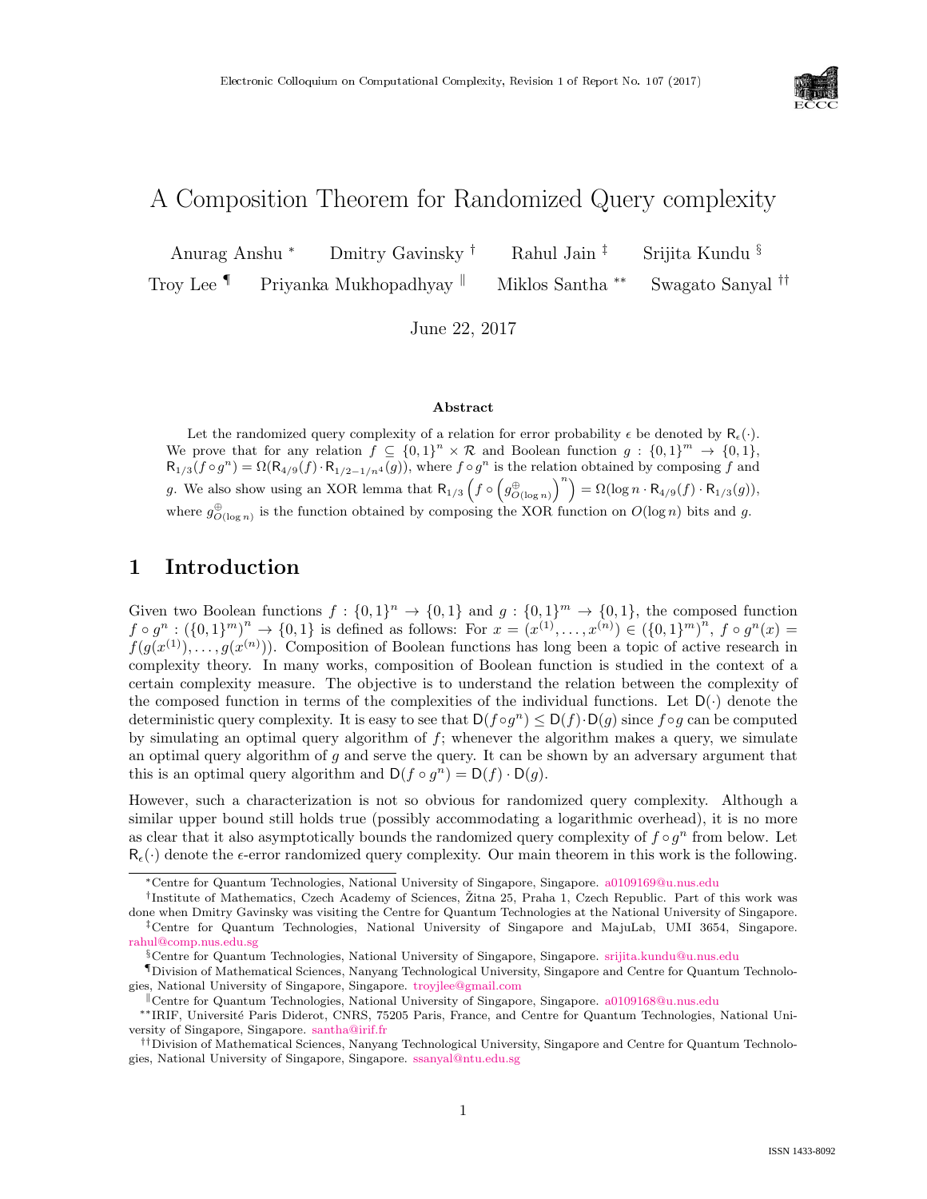# A Composition Theorem for Randomized Query complexity

Anurag Anshu [*] Dmitry Gavinsky [†] Rahul Jain [‡] Srijita Kundu [§]
Troy Lee [¶] Priyanka Mukhopadhyay [‖] Miklos Santha [**] Swagato Sanyal [††]

June 22, 2017

### Abstract

Let the randomized query complexity of a relation for error probability $\epsilon$ be denoted by $\mathsf{R}_\epsilon(\cdot)$. We prove that for any relation $f \subseteq \{0,1\}^n \times \mathcal{R}$ and Boolean function $g : \{0,1\}^m \to \{0,1\}$, $\mathsf{R}_{1/3}(f \circ g^n) = \Omega(\mathsf{R}_{4/9}(f) \cdot \mathsf{R}_{1/2-1/n^4}(g))$, where $f \circ g^n$ is the relation obtained by composing $f$ and $g$. We also show using an XOR lemma that $\mathsf{R}_{1/3}\left(f \circ \left(g^{\oplus}_{O(\log n)}\right)^n\right) = \Omega(\log n \cdot \mathsf{R}_{4/9}(f) \cdot \mathsf{R}_{1/3}(g))$, where $g^{\oplus}_{O(\log n)}$ is the function obtained by composing the XOR function on $O(\log n)$ bits and $g$.

## 1 Introduction

Given two Boolean functions $f : \{0,1\}^n \to \{0,1\}$ and $g : \{0,1\}^m \to \{0,1\}$, the composed function $f \circ g^n : (\{0,1\}^m)^n \to \{0,1\}$ is defined as follows: For $x = (x^{(1)}, \ldots, x^{(n)}) \in (\{0,1\}^m)^n$, $f \circ g^n(x) = f(g(x^{(1)}), \ldots, g(x^{(n)}))$. Composition of Boolean functions has long been a topic of active research in complexity theory. In many works, composition of Boolean function is studied in the context of a certain complexity measure. The objective is to understand the relation between the complexity of the composed function in terms of the complexities of the individual functions. Let $\mathsf{D}(\cdot)$ denote the deterministic query complexity. It is easy to see that $\mathsf{D}(f \circ g^n) \leq \mathsf{D}(f) \cdot \mathsf{D}(g)$ since $f \circ g$ can be computed by simulating an optimal query algorithm of $f$; whenever the algorithm makes a query, we simulate an optimal query algorithm of $g$ and serve the query. It can be shown by an adversary argument that this is an optimal query algorithm and $\mathsf{D}(f \circ g^n) = \mathsf{D}(f) \cdot \mathsf{D}(g)$.

However, such a characterization is not so obvious for randomized query complexity. Although a similar upper bound still holds true (possibly accommodating a logarithmic overhead), it is no more as clear that it also asymptotically bounds the randomized query complexity of $f \circ g^n$ from below. Let $\mathsf{R}_\epsilon(\cdot)$ denote the $\epsilon$-error randomized query complexity. Our main theorem in this work is the following.

---

[*] Centre for Quantum Technologies, National University of Singapore, Singapore. a0109169@u.nus.edu

[†] Institute of Mathematics, Czech Academy of Sciences, Žitna 25, Praha 1, Czech Republic. Part of this work was done when Dmitry Gavinsky was visiting the Centre for Quantum Technologies at the National University of Singapore.

[‡] Centre for Quantum Technologies, National University of Singapore and MajuLab, UMI 3654, Singapore. rahul@comp.nus.edu.sg

[§] Centre for Quantum Technologies, National University of Singapore, Singapore. srijita.kundu@u.nus.edu

[¶] Division of Mathematical Sciences, Nanyang Technological University, Singapore and Centre for Quantum Technologies, National University of Singapore, Singapore. troyjlee@gmail.com

[‖] Centre for Quantum Technologies, National University of Singapore, Singapore. a0109168@u.nus.edu

[**] IRIF, Université Paris Diderot, CNRS, 75205 Paris, France, and Centre for Quantum Technologies, National University of Singapore, Singapore. santha@irif.fr

[††] Division of Mathematical Sciences, Nanyang Technological University, Singapore and Centre for Quantum Technologies, National University of Singapore, Singapore. ssanyal@ntu.edu.sg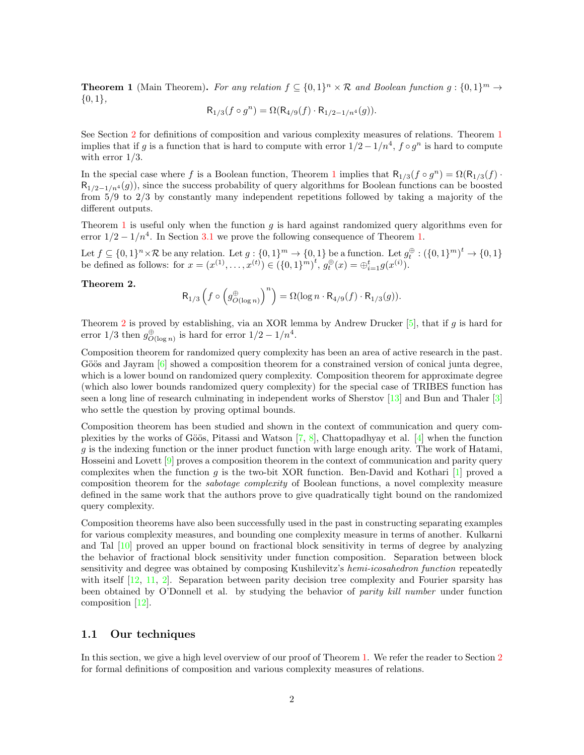**Theorem 1** (Main Theorem). *For any relation $f \subseteq \{0,1\}^n \times \mathcal{R}$ and Boolean function $g : \{0,1\}^m \to \{0,1\}$,*

$$\mathsf{R}_{1/3}(f \circ g^n) = \Omega(\mathsf{R}_{4/9}(f) \cdot \mathsf{R}_{1/2-1/n^4}(g)).$$

See Section 2 for definitions of composition and various complexity measures of relations. Theorem 1 implies that if $g$ is a function that is hard to compute with error $1/2 - 1/n^4$, $f \circ g^n$ is hard to compute with error $1/3$.

In the special case where $f$ is a Boolean function, Theorem 1 implies that $\mathsf{R}_{1/3}(f \circ g^n) = \Omega(\mathsf{R}_{1/3}(f) \cdot \mathsf{R}_{1/2-1/n^4}(g))$, since the success probability of query algorithms for Boolean functions can be boosted from $5/9$ to $2/3$ by constantly many independent repetitions followed by taking a majority of the different outputs.

Theorem 1 is useful only when the function $g$ is hard against randomized query algorithms even for error $1/2 - 1/n^4$. In Section 3.1 we prove the following consequence of Theorem 1.

Let $f \subseteq \{0,1\}^n \times \mathcal{R}$ be any relation. Let $g : \{0,1\}^m \to \{0,1\}$ be a function. Let $g_t^{\oplus} : (\{0,1\}^m)^t \to \{0,1\}$ be defined as follows: for $x = (x^{(1)}, \ldots, x^{(t)}) \in (\{0,1\}^m)^t$, $g_t^{\oplus}(x) = \oplus_{i=1}^t g(x^{(i)})$.

**Theorem 2.**

$$\mathsf{R}_{1/3}\left(f \circ \left(g^{\oplus}_{O(\log n)}\right)^n\right) = \Omega(\log n \cdot \mathsf{R}_{4/9}(f) \cdot \mathsf{R}_{1/3}(g)).$$

Theorem 2 is proved by establishing, via an XOR lemma by Andrew Drucker [5], that if $g$ is hard for error $1/3$ then $g^{\oplus}_{O(\log n)}$ is hard for error $1/2 - 1/n^4$.

Composition theorem for randomized query complexity has been an area of active research in the past. Göös and Jayram [6] showed a composition theorem for a constrained version of conical junta degree, which is a lower bound on randomized query complexity. Composition theorem for approximate degree (which also lower bounds randomized query complexity) for the special case of TRIBES function has seen a long line of research culminating in independent works of Sherstov [13] and Bun and Thaler [3] who settle the question by proving optimal bounds.

Composition theorem has been studied and shown in the context of communication and query complexities by the works of Göös, Pitassi and Watson [7, 8], Chattopadhyay et al. [4] when the function $g$ is the indexing function or the inner product function with large enough arity. The work of Hatami, Hosseini and Lovett [9] proves a composition theorem in the context of communication and parity query complexites when the function $g$ is the two-bit XOR function. Ben-David and Kothari [1] proved a composition theorem for the *sabotage complexity* of Boolean functions, a novel complexity measure defined in the same work that the authors prove to give quadratically tight bound on the randomized query complexity.

Composition theorems have also been successfully used in the past in constructing separating examples for various complexity measures, and bounding one complexity measure in terms of another. Kulkarni and Tal [10] proved an upper bound on fractional block sensitivity in terms of degree by analyzing the behavior of fractional block sensitivity under function composition. Separation between block sensitivity and degree was obtained by composing Kushilevitz's *hemi-icosahedron function* repeatedly with itself [12, 11, 2]. Separation between parity decision tree complexity and Fourier sparsity has been obtained by O'Donnell et al. by studying the behavior of *parity kill number* under function composition [12].

### 1.1 Our techniques

In this section, we give a high level overview of our proof of Theorem 1. We refer the reader to Section 2 for formal definitions of composition and various complexity measures of relations.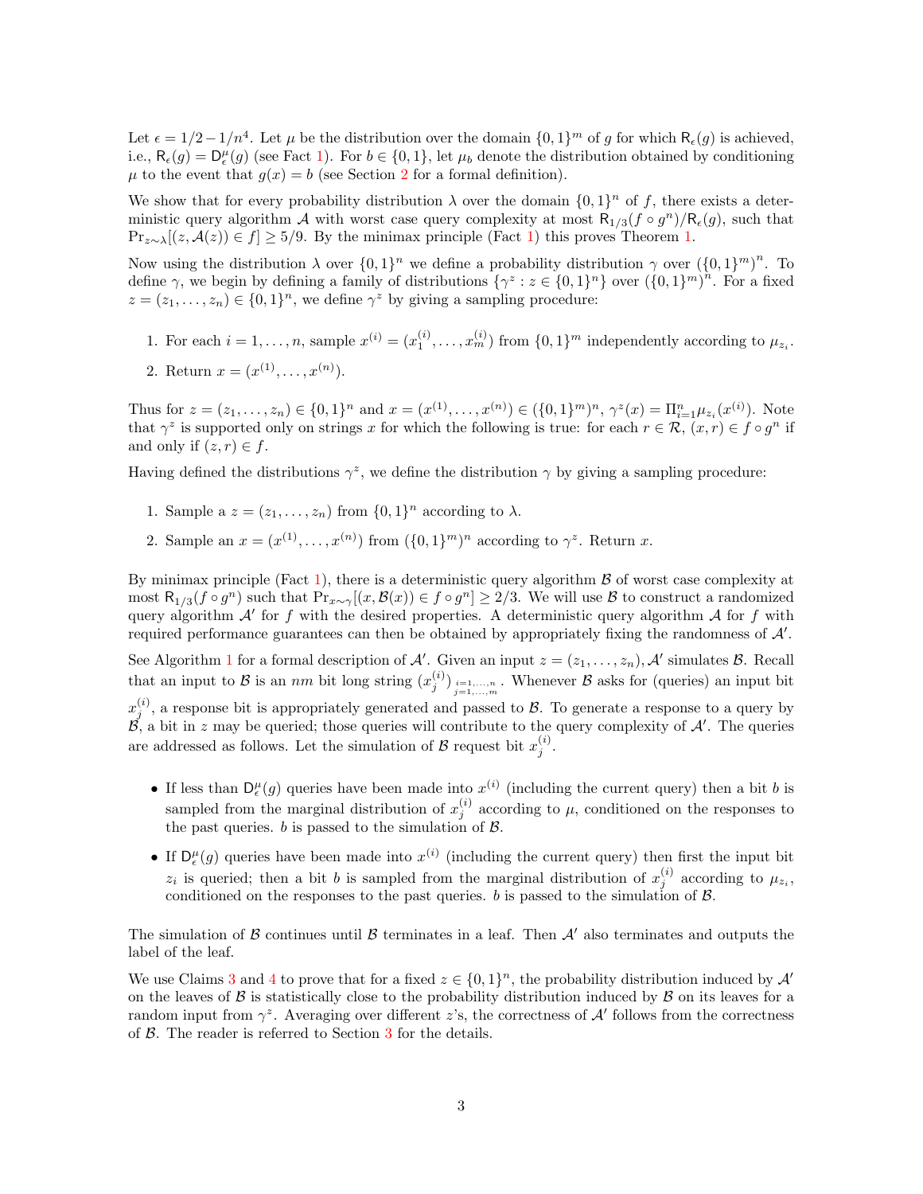Let $\epsilon = 1/2 - 1/n^4$. Let $\mu$ be the distribution over the domain $\{0,1\}^m$ of $g$ for which $\mathsf{R}_\epsilon(g)$ is achieved, i.e., $\mathsf{R}_\epsilon(g) = \mathsf{D}^\mu_\epsilon(g)$ (see Fact 1). For $b \in \{0,1\}$, let $\mu_b$ denote the distribution obtained by conditioning $\mu$ to the event that $g(x) = b$ (see Section 2 for a formal definition).

We show that for every probability distribution $\lambda$ over the domain $\{0,1\}^n$ of $f$, there exists a deterministic query algorithm $\mathcal{A}$ with worst case query complexity at most $\mathsf{R}_{1/3}(f \circ g^n)/\mathsf{R}_\epsilon(g)$, such that $\Pr_{z\sim\lambda}[(z, \mathcal{A}(z)) \in f] \geq 5/9$. By the minimax principle (Fact 1) this proves Theorem 1.

Now using the distribution $\lambda$ over $\{0,1\}^n$ we define a probability distribution $\gamma$ over $(\{0,1\}^m)^n$. To define $\gamma$, we begin by defining a family of distributions $\{\gamma^z : z \in \{0,1\}^n\}$ over $(\{0,1\}^m)^n$. For a fixed $z = (z_1, \ldots, z_n) \in \{0,1\}^n$, we define $\gamma^z$ by giving a sampling procedure:

1. For each $i = 1, \ldots, n$, sample $x^{(i)} = (x^{(i)}_1, \ldots, x^{(i)}_m)$ from $\{0,1\}^m$ independently according to $\mu_{z_i}$.
2. Return $x = (x^{(1)}, \ldots, x^{(n)})$.

Thus for $z = (z_1, \ldots, z_n) \in \{0,1\}^n$ and $x = (x^{(1)}, \ldots, x^{(n)}) \in (\{0,1\}^m)^n$, $\gamma^z(x) = \Pi_{i=1}^n \mu_{z_i}(x^{(i)})$. Note that $\gamma^z$ is supported only on strings $x$ for which the following is true: for each $r \in \mathcal{R}$, $(x, r) \in f \circ g^n$ if and only if $(z, r) \in f$.

Having defined the distributions $\gamma^z$, we define the distribution $\gamma$ by giving a sampling procedure:

1. Sample a $z = (z_1, \ldots, z_n)$ from $\{0,1\}^n$ according to $\lambda$.
2. Sample an $x = (x^{(1)}, \ldots, x^{(n)})$ from $(\{0,1\}^m)^n$ according to $\gamma^z$. Return $x$.

By minimax principle (Fact 1), there is a deterministic query algorithm $\mathcal{B}$ of worst case complexity at most $\mathsf{R}_{1/3}(f \circ g^n)$ such that $\Pr_{x\sim\gamma}[(x, \mathcal{B}(x)) \in f \circ g^n] \geq 2/3$. We will use $\mathcal{B}$ to construct a randomized query algorithm $\mathcal{A}'$ for $f$ with the desired properties. A deterministic query algorithm $\mathcal{A}$ for $f$ with required performance guarantees can then be obtained by appropriately fixing the randomness of $\mathcal{A}'$.

See Algorithm 1 for a formal description of $\mathcal{A}'$. Given an input $z = (z_1, \ldots, z_n)$, $\mathcal{A}'$ simulates $\mathcal{B}$. Recall that an input to $\mathcal{B}$ is an $nm$ bit long string $(x^{(i)}_j)_{\substack{i=1,\ldots,n \\ j=1,\ldots,m}}$. Whenever $\mathcal{B}$ asks for (queries) an input bit $x^{(i)}_j$, a response bit is appropriately generated and passed to $\mathcal{B}$. To generate a response to a query by $\mathcal{B}$, a bit in $z$ may be queried; those queries will contribute to the query complexity of $\mathcal{A}'$. The queries are addressed as follows. Let the simulation of $\mathcal{B}$ request bit $x^{(i)}_j$.

- If less than $\mathsf{D}^\mu_\epsilon(g)$ queries have been made into $x^{(i)}$ (including the current query) then a bit $b$ is sampled from the marginal distribution of $x^{(i)}_j$ according to $\mu$, conditioned on the responses to the past queries. $b$ is passed to the simulation of $\mathcal{B}$.
- If $\mathsf{D}^\mu_\epsilon(g)$ queries have been made into $x^{(i)}$ (including the current query) then first the input bit $z_i$ is queried; then a bit $b$ is sampled from the marginal distribution of $x^{(i)}_j$ according to $\mu_{z_i}$, conditioned on the responses to the past queries. $b$ is passed to the simulation of $\mathcal{B}$.

The simulation of $\mathcal{B}$ continues until $\mathcal{B}$ terminates in a leaf. Then $\mathcal{A}'$ also terminates and outputs the label of the leaf.

We use Claims 3 and 4 to prove that for a fixed $z \in \{0,1\}^n$, the probability distribution induced by $\mathcal{A}'$ on the leaves of $\mathcal{B}$ is statistically close to the probability distribution induced by $\mathcal{B}$ on its leaves for a random input from $\gamma^z$. Averaging over different $z$'s, the correctness of $\mathcal{A}'$ follows from the correctness of $\mathcal{B}$. The reader is referred to Section 3 for the details.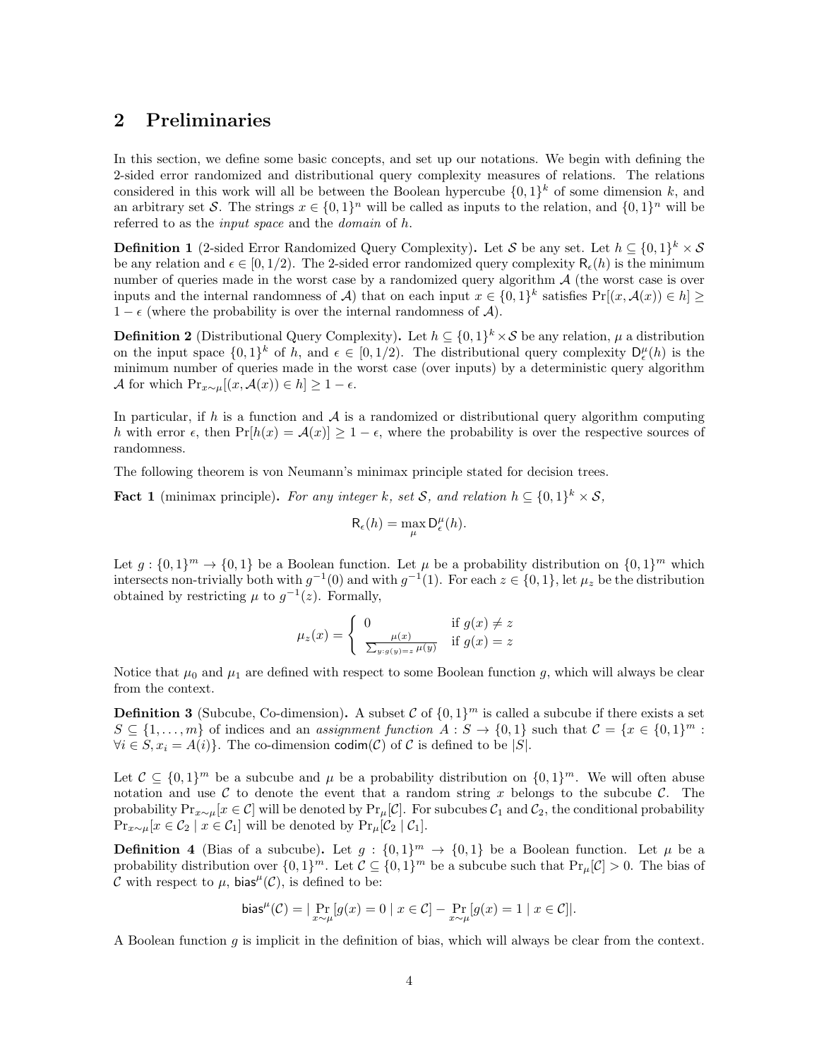## 2 Preliminaries

In this section, we define some basic concepts, and set up our notations. We begin with defining the 2-sided error randomized and distributional query complexity measures of relations. The relations considered in this work will all be between the Boolean hypercube $\{0,1\}^k$ of some dimension $k$, and an arbitrary set $\mathcal{S}$. The strings $x \in \{0,1\}^n$ will be called as inputs to the relation, and $\{0,1\}^n$ will be referred to as the *input space* and the *domain* of $h$.

**Definition 1** (2-sided Error Randomized Query Complexity)**.** Let $\mathcal{S}$ be any set. Let $h \subseteq \{0,1\}^k \times \mathcal{S}$ be any relation and $\epsilon \in [0, 1/2)$. The 2-sided error randomized query complexity $\mathsf{R}_\epsilon(h)$ is the minimum number of queries made in the worst case by a randomized query algorithm $\mathcal{A}$ (the worst case is over inputs and the internal randomness of $\mathcal{A}$) that on each input $x \in \{0,1\}^k$ satisfies $\Pr[(x, \mathcal{A}(x)) \in h] \geq 1 - \epsilon$ (where the probability is over the internal randomness of $\mathcal{A}$).

**Definition 2** (Distributional Query Complexity)**.** Let $h \subseteq \{0,1\}^k \times \mathcal{S}$ be any relation, $\mu$ a distribution on the input space $\{0,1\}^k$ of $h$, and $\epsilon \in [0, 1/2)$. The distributional query complexity $\mathsf{D}^\mu_\epsilon(h)$ is the minimum number of queries made in the worst case (over inputs) by a deterministic query algorithm $\mathcal{A}$ for which $\Pr_{x \sim \mu}[(x, \mathcal{A}(x)) \in h] \geq 1 - \epsilon$.

In particular, if $h$ is a function and $\mathcal{A}$ is a randomized or distributional query algorithm computing $h$ with error $\epsilon$, then $\Pr[h(x) = \mathcal{A}(x)] \geq 1 - \epsilon$, where the probability is over the respective sources of randomness.

The following theorem is von Neumann's minimax principle stated for decision trees.

**Fact 1** (minimax principle)**.** *For any integer $k$, set $\mathcal{S}$, and relation $h \subseteq \{0,1\}^k \times \mathcal{S}$,*

$$\mathsf{R}_\epsilon(h) = \max_\mu \mathsf{D}^\mu_\epsilon(h).$$

Let $g : \{0,1\}^m \to \{0,1\}$ be a Boolean function. Let $\mu$ be a probability distribution on $\{0,1\}^m$ which intersects non-trivially both with $g^{-1}(0)$ and with $g^{-1}(1)$. For each $z \in \{0,1\}$, let $\mu_z$ be the distribution obtained by restricting $\mu$ to $g^{-1}(z)$. Formally,

$$\mu_z(x) = \begin{cases} 0 & \text{if } g(x) \neq z \\ \frac{\mu(x)}{\sum_{y : g(y) = z} \mu(y)} & \text{if } g(x) = z \end{cases}$$

Notice that $\mu_0$ and $\mu_1$ are defined with respect to some Boolean function $g$, which will always be clear from the context.

**Definition 3** (Subcube, Co-dimension)**.** A subset $\mathcal{C}$ of $\{0,1\}^m$ is called a subcube if there exists a set $S \subseteq \{1, \ldots, m\}$ of indices and an *assignment function* $A : S \to \{0,1\}$ such that $\mathcal{C} = \{x \in \{0,1\}^m : \forall i \in S, x_i = A(i)\}$. The co-dimension $\mathsf{codim}(\mathcal{C})$ of $\mathcal{C}$ is defined to be $|S|$.

Let $\mathcal{C} \subseteq \{0,1\}^m$ be a subcube and $\mu$ be a probability distribution on $\{0,1\}^m$. We will often abuse notation and use $\mathcal{C}$ to denote the event that a random string $x$ belongs to the subcube $\mathcal{C}$. The probability $\Pr_{x \sim \mu}[x \in \mathcal{C}]$ will be denoted by $\Pr_\mu[\mathcal{C}]$. For subcubes $\mathcal{C}_1$ and $\mathcal{C}_2$, the conditional probability $\Pr_{x \sim \mu}[x \in \mathcal{C}_2 \mid x \in \mathcal{C}_1]$ will be denoted by $\Pr_\mu[\mathcal{C}_2 \mid \mathcal{C}_1]$.

**Definition 4** (Bias of a subcube)**.** Let $g : \{0,1\}^m \to \{0,1\}$ be a Boolean function. Let $\mu$ be a probability distribution over $\{0,1\}^m$. Let $\mathcal{C} \subseteq \{0,1\}^m$ be a subcube such that $\Pr_\mu[\mathcal{C}] > 0$. The bias of $\mathcal{C}$ with respect to $\mu$, $\mathsf{bias}^\mu(\mathcal{C})$, is defined to be:

$$\mathsf{bias}^\mu(\mathcal{C}) = |\Pr_{x \sim \mu}[g(x) = 0 \mid x \in \mathcal{C}] - \Pr_{x \sim \mu}[g(x) = 1 \mid x \in \mathcal{C}]|.$$

A Boolean function $g$ is implicit in the definition of bias, which will always be clear from the context.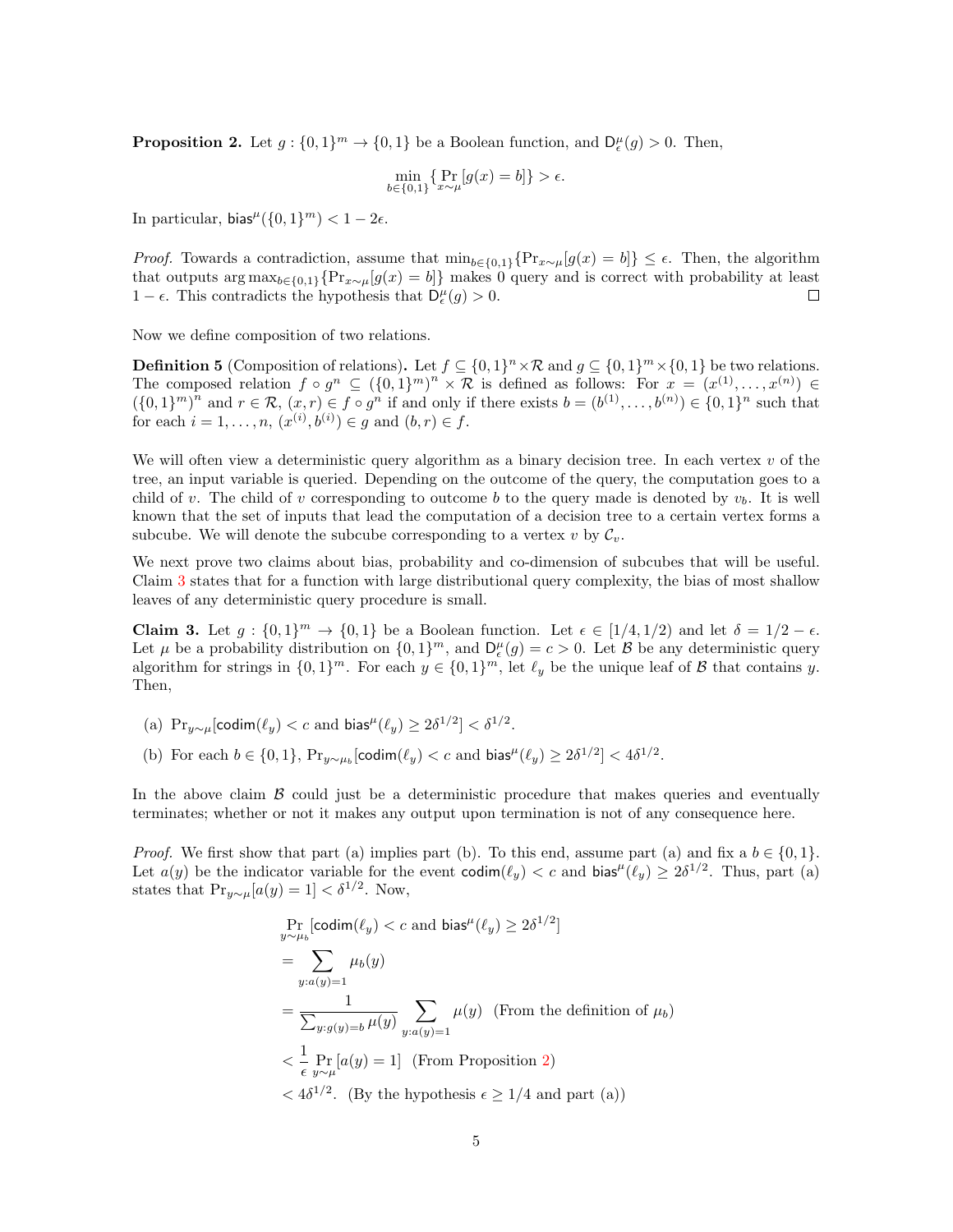**Proposition 2.** Let $g : \{0,1\}^m \to \{0,1\}$ be a Boolean function, and $\mathsf{D}^\mu_\epsilon(g) > 0$. Then,

$$\min_{b \in \{0,1\}} \{\Pr_{x \sim \mu}[g(x) = b]\} > \epsilon.$$

In particular, $\mathsf{bias}^\mu(\{0,1\}^m) < 1 - 2\epsilon$.

*Proof.* Towards a contradiction, assume that $\min_{b \in \{0,1\}}\{\Pr_{x\sim\mu}[g(x) = b]\} \leq \epsilon$. Then, the algorithm that outputs $\arg\max_{b\in\{0,1\}}\{\Pr_{x\sim\mu}[g(x) = b]\}$ makes 0 query and is correct with probability at least $1 - \epsilon$. This contradicts the hypothesis that $\mathsf{D}^\mu_\epsilon(g) > 0$. $\square$

Now we define composition of two relations.

**Definition 5** (Composition of relations)**.** Let $f \subseteq \{0,1\}^n \times \mathcal{R}$ and $g \subseteq \{0,1\}^m \times \{0,1\}$ be two relations. The composed relation $f \circ g^n \subseteq (\{0,1\}^m)^n \times \mathcal{R}$ is defined as follows: For $x = (x^{(1)}, \ldots, x^{(n)}) \in (\{0,1\}^m)^n$ and $r \in \mathcal{R}$, $(x, r) \in f \circ g^n$ if and only if there exists $b = (b^{(1)}, \ldots, b^{(n)}) \in \{0,1\}^n$ such that for each $i = 1, \ldots, n$, $(x^{(i)}, b^{(i)}) \in g$ and $(b, r) \in f$.

We will often view a deterministic query algorithm as a binary decision tree. In each vertex $v$ of the tree, an input variable is queried. Depending on the outcome of the query, the computation goes to a child of $v$. The child of $v$ corresponding to outcome $b$ to the query made is denoted by $v_b$. It is well known that the set of inputs that lead the computation of a decision tree to a certain vertex forms a subcube. We will denote the subcube corresponding to a vertex $v$ by $\mathcal{C}_v$.

We next prove two claims about bias, probability and co-dimension of subcubes that will be useful. Claim 3 states that for a function with large distributional query complexity, the bias of most shallow leaves of any deterministic query procedure is small.

**Claim 3.** Let $g : \{0,1\}^m \to \{0,1\}$ be a Boolean function. Let $\epsilon \in [1/4, 1/2)$ and let $\delta = 1/2 - \epsilon$. Let $\mu$ be a probability distribution on $\{0,1\}^m$, and $\mathsf{D}^\mu_\epsilon(g) = c > 0$. Let $\mathcal{B}$ be any deterministic query algorithm for strings in $\{0,1\}^m$. For each $y \in \{0,1\}^m$, let $\ell_y$ be the unique leaf of $\mathcal{B}$ that contains $y$. Then,

(a) $\Pr_{y\sim\mu}[\mathsf{codim}(\ell_y) < c \text{ and } \mathsf{bias}^\mu(\ell_y) \geq 2\delta^{1/2}] < \delta^{1/2}$.

(b) For each $b \in \{0,1\}$, $\Pr_{y\sim\mu_b}[\mathsf{codim}(\ell_y) < c \text{ and } \mathsf{bias}^\mu(\ell_y) \geq 2\delta^{1/2}] < 4\delta^{1/2}$.

In the above claim $\mathcal{B}$ could just be a deterministic procedure that makes queries and eventually terminates; whether or not it makes any output upon termination is not of any consequence here.

*Proof.* We first show that part (a) implies part (b). To this end, assume part (a) and fix a $b \in \{0,1\}$. Let $a(y)$ be the indicator variable for the event $\mathsf{codim}(\ell_y) < c$ and $\mathsf{bias}^\mu(\ell_y) \geq 2\delta^{1/2}$. Thus, part (a) states that $\Pr_{y\sim\mu}[a(y) = 1] < \delta^{1/2}$. Now,

$$\begin{aligned}
&\Pr_{y\sim\mu_b}[\mathsf{codim}(\ell_y) < c \text{ and } \mathsf{bias}^\mu(\ell_y) \geq 2\delta^{1/2}] \\
&= \sum_{y:a(y)=1} \mu_b(y) \\
&= \frac{1}{\sum_{y:g(y)=b}\mu(y)} \sum_{y:a(y)=1} \mu(y) \quad \text{(From the definition of } \mu_b\text{)} \\
&< \frac{1}{\epsilon} \Pr_{y\sim\mu}[a(y) = 1] \quad \text{(From Proposition 2)} \\
&< 4\delta^{1/2}. \quad \text{(By the hypothesis } \epsilon \geq 1/4 \text{ and part (a))}
\end{aligned}$$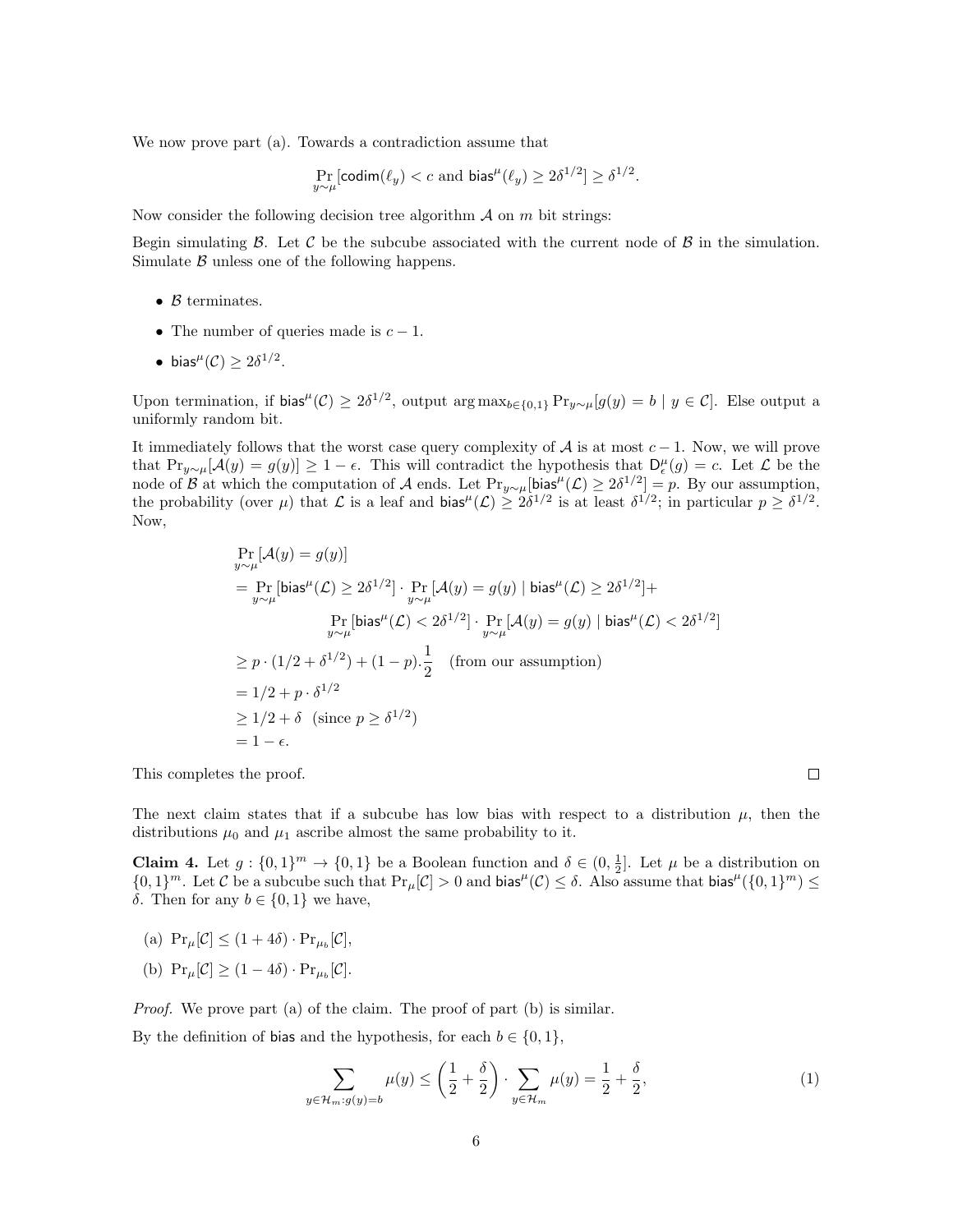We now prove part (a). Towards a contradiction assume that

$$\Pr_{y\sim\mu}[\mathsf{codim}(\ell_y) < c \text{ and } \mathsf{bias}^\mu(\ell_y) \geq 2\delta^{1/2}] \geq \delta^{1/2}.$$

Now consider the following decision tree algorithm $\mathcal{A}$ on $m$ bit strings:

Begin simulating $\mathcal{B}$. Let $\mathcal{C}$ be the subcube associated with the current node of $\mathcal{B}$ in the simulation. Simulate $\mathcal{B}$ unless one of the following happens.

- $\mathcal{B}$ terminates.
- The number of queries made is $c - 1$.
- $\mathsf{bias}^\mu(\mathcal{C}) \geq 2\delta^{1/2}$.

Upon termination, if $\mathsf{bias}^\mu(\mathcal{C}) \geq 2\delta^{1/2}$, output $\arg\max_{b\in\{0,1\}} \Pr_{y\sim\mu}[g(y) = b \mid y \in \mathcal{C}]$. Else output a uniformly random bit.

It immediately follows that the worst case query complexity of $\mathcal{A}$ is at most $c-1$. Now, we will prove that $\Pr_{y\sim\mu}[\mathcal{A}(y) = g(y)] \geq 1-\epsilon$. This will contradict the hypothesis that $\mathsf{D}^\mu_\epsilon(g) = c$. Let $\mathcal{L}$ be the node of $\mathcal{B}$ at which the computation of $\mathcal{A}$ ends. Let $\Pr_{y\sim\mu}[\mathsf{bias}^\mu(\mathcal{L}) \geq 2\delta^{1/2}] = p$. By our assumption, the probability (over $\mu$) that $\mathcal{L}$ is a leaf and $\mathsf{bias}^\mu(\mathcal{L}) \geq 2\delta^{1/2}$ is at least $\delta^{1/2}$; in particular $p \geq \delta^{1/2}$. Now,

$$\begin{aligned}
&\Pr_{y\sim\mu}[\mathcal{A}(y) = g(y)] \\
&= \Pr_{y\sim\mu}[\mathsf{bias}^\mu(\mathcal{L}) \geq 2\delta^{1/2}] \cdot \Pr_{y\sim\mu}[\mathcal{A}(y) = g(y) \mid \mathsf{bias}^\mu(\mathcal{L}) \geq 2\delta^{1/2}] + \\
&\qquad \Pr_{y\sim\mu}[\mathsf{bias}^\mu(\mathcal{L}) < 2\delta^{1/2}] \cdot \Pr_{y\sim\mu}[\mathcal{A}(y) = g(y) \mid \mathsf{bias}^\mu(\mathcal{L}) < 2\delta^{1/2}] \\
&\geq p \cdot (1/2 + \delta^{1/2}) + (1-p).\frac{1}{2} \quad \text{(from our assumption)} \\
&= 1/2 + p \cdot \delta^{1/2} \\
&\geq 1/2 + \delta \quad (\text{since } p \geq \delta^{1/2}) \\
&= 1 - \epsilon.
\end{aligned}$$

This completes the proof. ∎

The next claim states that if a subcube has low bias with respect to a distribution $\mu$, then the distributions $\mu_0$ and $\mu_1$ ascribe almost the same probability to it.

**Claim 4.** Let $g : \{0,1\}^m \to \{0,1\}$ be a Boolean function and $\delta \in (0, \frac{1}{2}]$. Let $\mu$ be a distribution on $\{0,1\}^m$. Let $\mathcal{C}$ be a subcube such that $\Pr_\mu[\mathcal{C}] > 0$ and $\mathsf{bias}^\mu(\mathcal{C}) \leq \delta$. Also assume that $\mathsf{bias}^\mu(\{0,1\}^m) \leq \delta$. Then for any $b \in \{0,1\}$ we have,

(a) $\Pr_\mu[\mathcal{C}] \leq (1 + 4\delta) \cdot \Pr_{\mu_b}[\mathcal{C}]$,

(b) $\Pr_\mu[\mathcal{C}] \geq (1 - 4\delta) \cdot \Pr_{\mu_b}[\mathcal{C}]$.

*Proof.* We prove part (a) of the claim. The proof of part (b) is similar.

By the definition of bias and the hypothesis, for each $b \in \{0,1\}$,

$$\sum_{y\in\mathcal{H}_m : g(y)=b} \mu(y) \leq \left(\frac{1}{2} + \frac{\delta}{2}\right) \cdot \sum_{y\in\mathcal{H}_m} \mu(y) = \frac{1}{2} + \frac{\delta}{2}, \tag{1}$$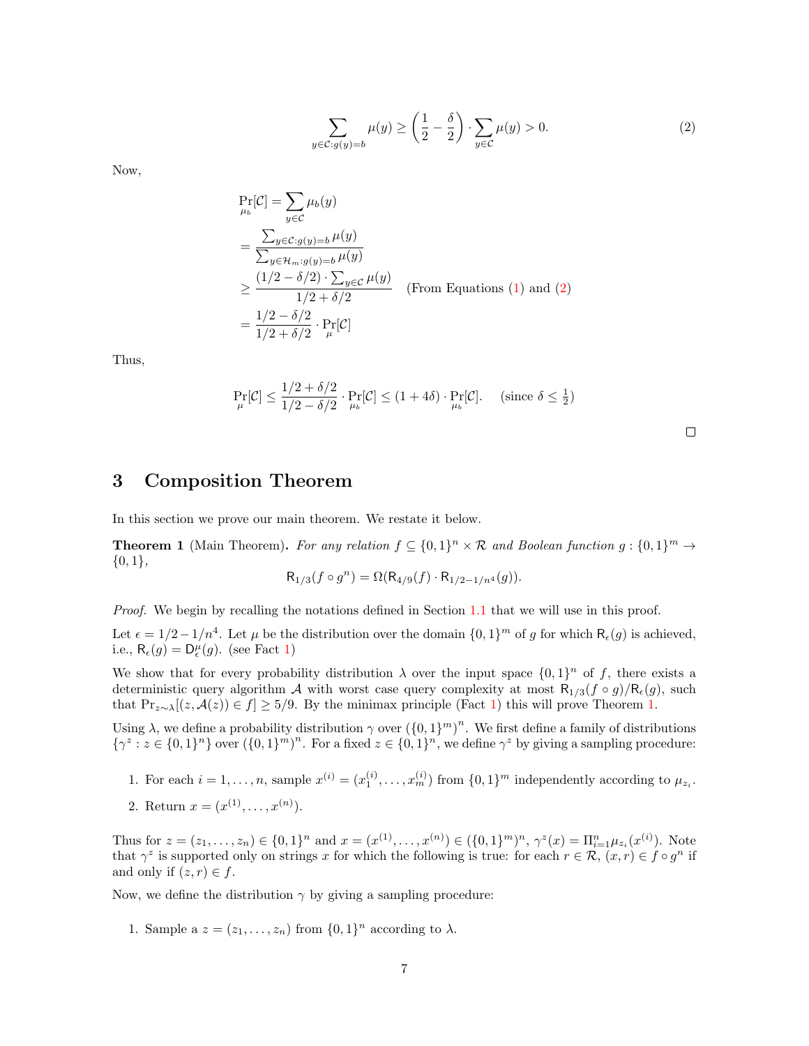$$\sum_{y \in \mathcal{C}: g(y)=b} \mu(y) \geq \left(\frac{1}{2} - \frac{\delta}{2}\right) \cdot \sum_{y \in \mathcal{C}} \mu(y) > 0. \tag{2}$$

Now,

$$\begin{aligned}
\Pr_{\mu_b}[\mathcal{C}] &= \sum_{y \in \mathcal{C}} \mu_b(y) \\
&= \frac{\sum_{y \in \mathcal{C}: g(y)=b} \mu(y)}{\sum_{y \in \mathcal{H}_m: g(y)=b} \mu(y)} \\
&\geq \frac{(1/2 - \delta/2) \cdot \sum_{y \in \mathcal{C}} \mu(y)}{1/2 + \delta/2} \quad \text{(From Equations (1) and (2))} \\
&= \frac{1/2 - \delta/2}{1/2 + \delta/2} \cdot \Pr_{\mu}[\mathcal{C}]
\end{aligned}$$

Thus,

$$\Pr_{\mu}[\mathcal{C}] \leq \frac{1/2 + \delta/2}{1/2 - \delta/2} \cdot \Pr_{\mu_b}[\mathcal{C}] \leq (1 + 4\delta) \cdot \Pr_{\mu_b}[\mathcal{C}]. \quad \text{(since } \delta \leq \tfrac{1}{2}\text{)}$$

□

# 3 Composition Theorem

In this section we prove our main theorem. We restate it below.

**Theorem 1** (Main Theorem). *For any relation $f \subseteq \{0,1\}^n \times \mathcal{R}$ and Boolean function $g : \{0,1\}^m \to \{0,1\}$,*

$$\mathsf{R}_{1/3}(f \circ g^n) = \Omega(\mathsf{R}_{4/9}(f) \cdot \mathsf{R}_{1/2 - 1/n^4}(g)).$$

*Proof.* We begin by recalling the notations defined in Section 1.1 that we will use in this proof.

Let $\epsilon = 1/2 - 1/n^4$. Let $\mu$ be the distribution over the domain $\{0,1\}^m$ of $g$ for which $\mathsf{R}_\epsilon(g)$ is achieved, i.e., $\mathsf{R}_\epsilon(g) = \mathsf{D}^\mu_\epsilon(g)$. (see Fact 1)

We show that for every probability distribution $\lambda$ over the input space $\{0,1\}^n$ of $f$, there exists a deterministic query algorithm $\mathcal{A}$ with worst case query complexity at most $\mathsf{R}_{1/3}(f \circ g)/\mathsf{R}_\epsilon(g)$, such that $\Pr_{z \sim \lambda}[(z, \mathcal{A}(z)) \in f] \geq 5/9$. By the minimax principle (Fact 1) this will prove Theorem 1.

Using $\lambda$, we define a probability distribution $\gamma$ over $(\{0,1\}^m)^n$. We first define a family of distributions $\{\gamma^z : z \in \{0,1\}^n\}$ over $(\{0,1\}^m)^n$. For a fixed $z \in \{0,1\}^n$, we define $\gamma^z$ by giving a sampling procedure:

1. For each $i = 1, \ldots, n$, sample $x^{(i)} = (x^{(i)}_1, \ldots, x^{(i)}_m)$ from $\{0,1\}^m$ independently according to $\mu_{z_i}$.
2. Return $x = (x^{(1)}, \ldots, x^{(n)})$.

Thus for $z = (z_1, \ldots, z_n) \in \{0,1\}^n$ and $x = (x^{(1)}, \ldots, x^{(n)}) \in (\{0,1\}^m)^n$, $\gamma^z(x) = \Pi_{i=1}^n \mu_{z_i}(x^{(i)})$. Note that $\gamma^z$ is supported only on strings $x$ for which the following is true: for each $r \in \mathcal{R}$, $(x, r) \in f \circ g^n$ if and only if $(z, r) \in f$.

Now, we define the distribution $\gamma$ by giving a sampling procedure:

1. Sample a $z = (z_1, \ldots, z_n)$ from $\{0,1\}^n$ according to $\lambda$.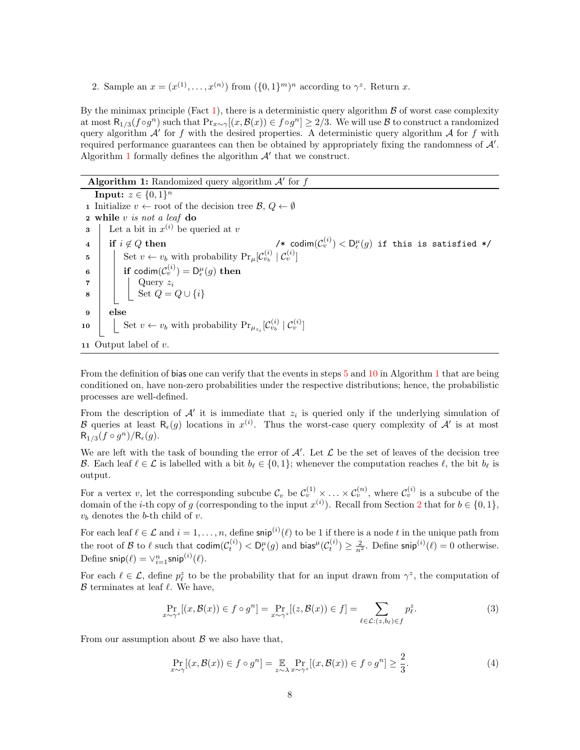2. Sample an $x = (x^{(1)}, \ldots, x^{(n)})$ from $(\{0,1\}^m)^n$ according to $\gamma^z$. Return $x$.

By the minimax principle (Fact 1), there is a deterministic query algorithm $\mathcal{B}$ of worst case complexity at most $\mathsf{R}_{1/3}(f \circ g^n)$ such that $\Pr_{x \sim \gamma}[(x, \mathcal{B}(x)) \in f \circ g^n] \geq 2/3$. We will use $\mathcal{B}$ to construct a randomized query algorithm $\mathcal{A}'$ for $f$ with the desired properties. A deterministic query algorithm $\mathcal{A}$ for $f$ with required performance guarantees can then be obtained by appropriately fixing the randomness of $\mathcal{A}'$. Algorithm 1 formally defines the algorithm $\mathcal{A}'$ that we construct.

**Algorithm 1:** Randomized query algorithm $\mathcal{A}'$ for $f$

```
   Input: z ∈ {0,1}^n
 1 Initialize v ← root of the decision tree B, Q ← ∅
 2 while v is not a leaf do
 3     Let a bit in x^(i) be queried at v
 4     if i ∉ Q then                     /* codim(C_v^(i)) < D_ε^μ(g) if this is satisfied */
 5         Set v ← v_b with probability Pr_μ[C_{v_b}^(i) | C_v^(i)]
 6         if codim(C_v^(i)) = D_ε^μ(g) then
 7             Query z_i
 8             Set Q = Q ∪ {i}
 9     else
10         Set v ← v_b with probability Pr_{μ_{z_i}}[C_{v_b}^(i) | C_v^(i)]
11 Output label of v.
```

From the definition of $\mathsf{bias}$ one can verify that the events in steps 5 and 10 in Algorithm 1 that are being conditioned on, have non-zero probabilities under the respective distributions; hence, the probabilistic processes are well-defined.

From the description of $\mathcal{A}'$ it is immediate that $z_i$ is queried only if the underlying simulation of $\mathcal{B}$ queries at least $\mathsf{R}_\epsilon(g)$ locations in $x^{(i)}$. Thus the worst-case query complexity of $\mathcal{A}'$ is at most $\mathsf{R}_{1/3}(f \circ g^n)/\mathsf{R}_\epsilon(g)$.

We are left with the task of bounding the error of $\mathcal{A}'$. Let $\mathcal{L}$ be the set of leaves of the decision tree $\mathcal{B}$. Each leaf $\ell \in \mathcal{L}$ is labelled with a bit $b_\ell \in \{0,1\}$; whenever the computation reaches $\ell$, the bit $b_\ell$ is output.

For a vertex $v$, let the corresponding subcube $\mathcal{C}_v$ be $\mathcal{C}_v^{(1)} \times \ldots \times \mathcal{C}_v^{(n)}$, where $\mathcal{C}_v^{(i)}$ is a subcube of the domain of the $i$-th copy of $g$ (corresponding to the input $x^{(i)}$). Recall from Section 2 that for $b \in \{0,1\}$, $v_b$ denotes the $b$-th child of $v$.

For each leaf $\ell \in \mathcal{L}$ and $i = 1, \ldots, n$, define $\mathsf{snip}^{(i)}(\ell)$ to be 1 if there is a node $t$ in the unique path from the root of $\mathcal{B}$ to $\ell$ such that $\mathsf{codim}(\mathcal{C}_t^{(i)}) < \mathsf{D}_\epsilon^\mu(g)$ and $\mathsf{bias}^\mu(\mathcal{C}_t^{(i)}) \geq \frac{2}{n^2}$. Define $\mathsf{snip}^{(i)}(\ell) = 0$ otherwise. Define $\mathsf{snip}(\ell) = \vee_{i=1}^n \mathsf{snip}^{(i)}(\ell)$.

For each $\ell \in \mathcal{L}$, define $p_\ell^z$ to be the probability that for an input drawn from $\gamma^z$, the computation of $\mathcal{B}$ terminates at leaf $\ell$. We have,

$$\Pr_{x \sim \gamma^z}[(x, \mathcal{B}(x)) \in f \circ g^n] = \Pr_{x \sim \gamma^z}[(z, \mathcal{B}(x)) \in f] = \sum_{\ell \in \mathcal{L} : (z, b_\ell) \in f} p_\ell^z. \tag{3}$$

From our assumption about $\mathcal{B}$ we also have that,

$$\Pr_{x \sim \gamma}[(x, \mathcal{B}(x)) \in f \circ g^n] = \mathop{\mathbb{E}}_{z \sim \lambda} \Pr_{x \sim \gamma^z}[(x, \mathcal{B}(x)) \in f \circ g^n] \geq \frac{2}{3}. \tag{4}$$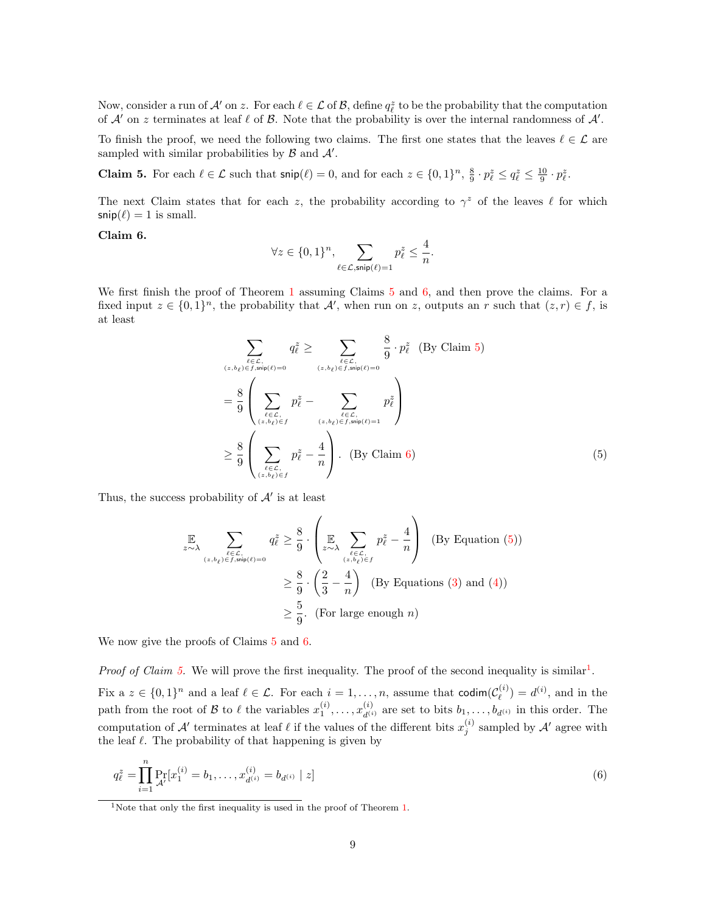Now, consider a run of $\mathcal{A}'$ on $z$. For each $\ell \in \mathcal{L}$ of $\mathcal{B}$, define $q^z_\ell$ to be the probability that the computation of $\mathcal{A}'$ on $z$ terminates at leaf $\ell$ of $\mathcal{B}$. Note that the probability is over the internal randomness of $\mathcal{A}'$.

To finish the proof, we need the following two claims. The first one states that the leaves $\ell \in \mathcal{L}$ are sampled with similar probabilities by $\mathcal{B}$ and $\mathcal{A}'$.

**Claim 5.** For each $\ell \in \mathcal{L}$ such that $\mathsf{snip}(\ell) = 0$, and for each $z \in \{0,1\}^n$, $\frac{8}{9} \cdot p^z_\ell \le q^z_\ell \le \frac{10}{9} \cdot p^z_\ell$.

The next Claim states that for each $z$, the probability according to $\gamma^z$ of the leaves $\ell$ for which $\mathsf{snip}(\ell) = 1$ is small.

**Claim 6.**

$$\forall z \in \{0,1\}^n, \sum_{\ell \in \mathcal{L}, \mathsf{snip}(\ell)=1} p^z_\ell \le \frac{4}{n}.$$

We first finish the proof of Theorem 1 assuming Claims 5 and 6, and then prove the claims. For a fixed input $z \in \{0,1\}^n$, the probability that $\mathcal{A}'$, when run on $z$, outputs an $r$ such that $(z, r) \in f$, is at least

$$\begin{aligned}
\sum_{\substack{\ell \in \mathcal{L},\\ (z,b_\ell)\in f, \mathsf{snip}(\ell)=0}} q^z_\ell &\ge \sum_{\substack{\ell \in \mathcal{L},\\ (z,b_\ell)\in f, \mathsf{snip}(\ell)=0}} \frac{8}{9} \cdot p^z_\ell \quad \text{(By Claim 5)}\\
&= \frac{8}{9}\left(\sum_{\substack{\ell \in \mathcal{L},\\ (z,b_\ell)\in f}} p^z_\ell - \sum_{\substack{\ell \in \mathcal{L},\\ (z,b_\ell)\in f, \mathsf{snip}(\ell)=1}} p^z_\ell\right)\\
&\ge \frac{8}{9}\left(\sum_{\substack{\ell \in \mathcal{L},\\ (z,b_\ell)\in f}} p^z_\ell - \frac{4}{n}\right). \quad \text{(By Claim 6)}
\end{aligned} \tag{5}$$

Thus, the success probability of $\mathcal{A}'$ is at least

$$\begin{aligned}
\mathop{\mathbb{E}}_{z\sim\lambda} \sum_{\substack{\ell \in \mathcal{L},\\ (z,b_\ell)\in f, \mathsf{snip}(\ell)=0}} q^z_\ell &\ge \frac{8}{9} \cdot \left(\mathop{\mathbb{E}}_{z\sim\lambda} \sum_{\substack{\ell \in \mathcal{L},\\ (z,b_\ell)\in f}} p^z_\ell - \frac{4}{n}\right) \quad \text{(By Equation (5))}\\
&\ge \frac{8}{9} \cdot \left(\frac{2}{3} - \frac{4}{n}\right) \quad \text{(By Equations (3) and (4))}\\
&\ge \frac{5}{9}. \quad \text{(For large enough } n\text{)}
\end{aligned}$$

We now give the proofs of Claims 5 and 6.

*Proof of Claim 5.* We will prove the first inequality. The proof of the second inequality is similar[1].

Fix a $z \in \{0,1\}^n$ and a leaf $\ell \in \mathcal{L}$. For each $i = 1, \ldots, n$, assume that $\mathsf{codim}(\mathcal{C}^{(i)}_\ell) = d^{(i)}$, and in the path from the root of $\mathcal{B}$ to $\ell$ the variables $x^{(i)}_1, \ldots, x^{(i)}_{d^{(i)}}$ are set to bits $b_1, \ldots, b_{d^{(i)}}$ in this order. The computation of $\mathcal{A}'$ terminates at leaf $\ell$ if the values of the different bits $x^{(i)}_j$ sampled by $\mathcal{A}'$ agree with the leaf $\ell$. The probability of that happening is given by

$$q^z_\ell = \prod_{i=1}^{n} \Pr_{\mathcal{A}'}[x^{(i)}_1 = b_1, \ldots, x^{(i)}_{d^{(i)}} = b_{d^{(i)}} \mid z] \tag{6}$$

[1] Note that only the first inequality is used in the proof of Theorem 1.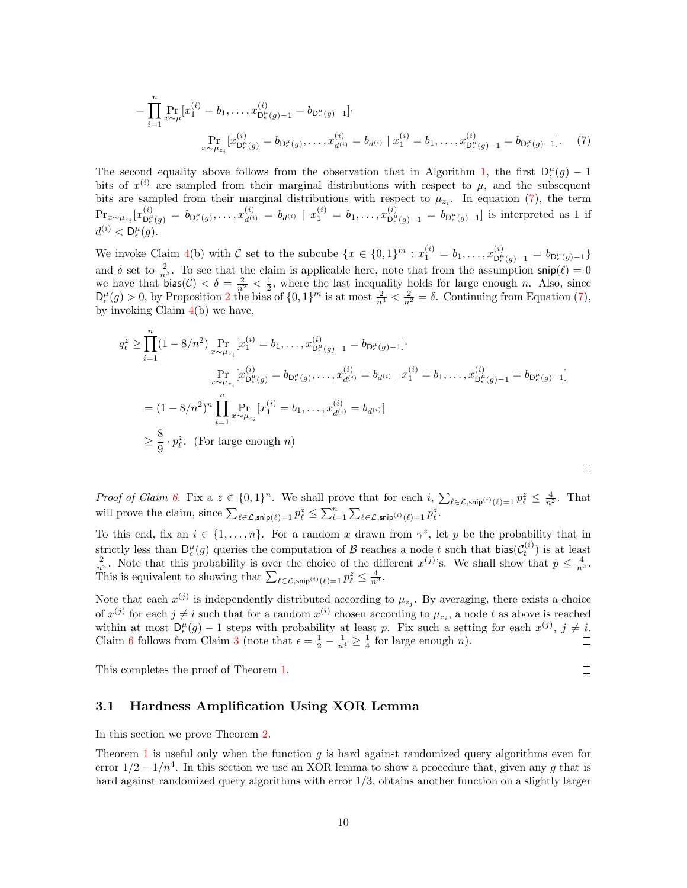$$= \prod_{i=1}^{n} \Pr_{x\sim\mu}[x_1^{(i)} = b_1, \ldots, x^{(i)}_{\mathsf{D}^\mu_\epsilon(g)-1} = b_{\mathsf{D}^\mu_\epsilon(g)-1}] \cdot \Pr_{x\sim\mu_{z_i}}[x^{(i)}_{\mathsf{D}^\mu_\epsilon(g)} = b_{\mathsf{D}^\mu_\epsilon(g)}, \ldots, x^{(i)}_{d^{(i)}} = b_{d^{(i)}} \mid x_1^{(i)} = b_1, \ldots, x^{(i)}_{\mathsf{D}^\mu_\epsilon(g)-1} = b_{\mathsf{D}^\mu_\epsilon(g)-1}]. \quad (7)$$

The second equality above follows from the observation that in Algorithm 1, the first $\mathsf{D}^\mu_\epsilon(g) - 1$ bits of $x^{(i)}$ are sampled from their marginal distributions with respect to $\mu$, and the subsequent bits are sampled from their marginal distributions with respect to $\mu_{z_i}$. In equation (7), the term $\Pr_{x\sim\mu_{z_i}}[x^{(i)}_{\mathsf{D}^\mu_\epsilon(g)} = b_{\mathsf{D}^\mu_\epsilon(g)}, \ldots, x^{(i)}_{d^{(i)}} = b_{d^{(i)}} \mid x_1^{(i)} = b_1, \ldots, x^{(i)}_{\mathsf{D}^\mu_\epsilon(g)-1} = b_{\mathsf{D}^\mu_\epsilon(g)-1}]$ is interpreted as 1 if $d^{(i)} < \mathsf{D}^\mu_\epsilon(g)$.

We invoke Claim 4(b) with $\mathcal{C}$ set to the subcube $\{x \in \{0,1\}^m : x_1^{(i)} = b_1, \ldots, x^{(i)}_{\mathsf{D}^\mu_\epsilon(g)-1} = b_{\mathsf{D}^\mu_\epsilon(g)-1}\}$ and $\delta$ set to $\frac{2}{n^2}$. To see that the claim is applicable here, note that from the assumption $\mathsf{snip}(\ell) = 0$ we have that $\mathsf{bias}(\mathcal{C}) < \delta = \frac{2}{n^2} < \frac{1}{2}$, where the last inequality holds for large enough $n$. Also, since $\mathsf{D}^\mu_\epsilon(g) > 0$, by Proposition 2 the bias of $\{0,1\}^m$ is at most $\frac{2}{n^4} < \frac{2}{n^2} = \delta$. Continuing from Equation (7), by invoking Claim 4(b) we have,

$$\begin{aligned}
q_\ell^z &\geq \prod_{i=1}^{n} (1 - 8/n^2) \Pr_{x\sim\mu_{z_i}}[x_1^{(i)} = b_1, \ldots, x^{(i)}_{\mathsf{D}^\mu_\epsilon(g)-1} = b_{\mathsf{D}^\mu_\epsilon(g)-1}] \cdot \\
&\qquad \Pr_{x\sim\mu_{z_i}}[x^{(i)}_{\mathsf{D}^\mu_\epsilon(g)} = b_{\mathsf{D}^\mu_\epsilon(g)}, \ldots, x^{(i)}_{d^{(i)}} = b_{d^{(i)}} \mid x_1^{(i)} = b_1, \ldots, x^{(i)}_{\mathsf{D}^\mu_\epsilon(g)-1} = b_{\mathsf{D}^\mu_\epsilon(g)-1}] \\
&= (1 - 8/n^2)^n \prod_{i=1}^{n} \Pr_{x\sim\mu_{z_i}}[x_1^{(i)} = b_1, \ldots, x^{(i)}_{d^{(i)}} = b_{d^{(i)}}] \\
&\geq \frac{8}{9} \cdot p_\ell^z. \quad \text{(For large enough } n\text{)}
\end{aligned}$$

∎

*Proof of Claim 6.* Fix a $z \in \{0,1\}^n$. We shall prove that for each $i$, $\sum_{\ell\in\mathcal{L},\mathsf{snip}^{(i)}(\ell)=1} p_\ell^z \leq \frac{4}{n^2}$. That will prove the claim, since $\sum_{\ell\in\mathcal{L},\mathsf{snip}(\ell)=1} p_\ell^z \leq \sum_{i=1}^n \sum_{\ell\in\mathcal{L},\mathsf{snip}^{(i)}(\ell)=1} p_\ell^z$.

To this end, fix an $i \in \{1, \ldots, n\}$. For a random $x$ drawn from $\gamma^z$, let $p$ be the probability that in strictly less than $\mathsf{D}^\mu_\epsilon(g)$ queries the computation of $\mathcal{B}$ reaches a node $t$ such that $\mathsf{bias}(\mathcal{C}_t^{(i)})$ is at least $\frac{2}{n^2}$. Note that this probability is over the choice of the different $x^{(j)}$'s. We shall show that $p \leq \frac{4}{n^2}$. This is equivalent to showing that $\sum_{\ell\in\mathcal{L},\mathsf{snip}^{(i)}(\ell)=1} p_\ell^z \leq \frac{4}{n^2}$.

Note that each $x^{(j)}$ is independently distributed according to $\mu_{z_j}$. By averaging, there exists a choice of $x^{(j)}$ for each $j \neq i$ such that for a random $x^{(i)}$ chosen according to $\mu_{z_i}$, a node $t$ as above is reached within at most $\mathsf{D}^\mu_\epsilon(g) - 1$ steps with probability at least $p$. Fix such a setting for each $x^{(j)}$, $j \neq i$. Claim 6 follows from Claim 3 (note that $\epsilon = \frac{1}{2} - \frac{1}{n^4} \geq \frac{1}{4}$ for large enough $n$). ∎

This completes the proof of Theorem 1. ∎

## 3.1 Hardness Amplification Using XOR Lemma

In this section we prove Theorem 2.

Theorem 1 is useful only when the function $g$ is hard against randomized query algorithms even for error $1/2 - 1/n^4$. In this section we use an XOR lemma to show a procedure that, given any $g$ that is hard against randomized query algorithms with error $1/3$, obtains another function on a slightly larger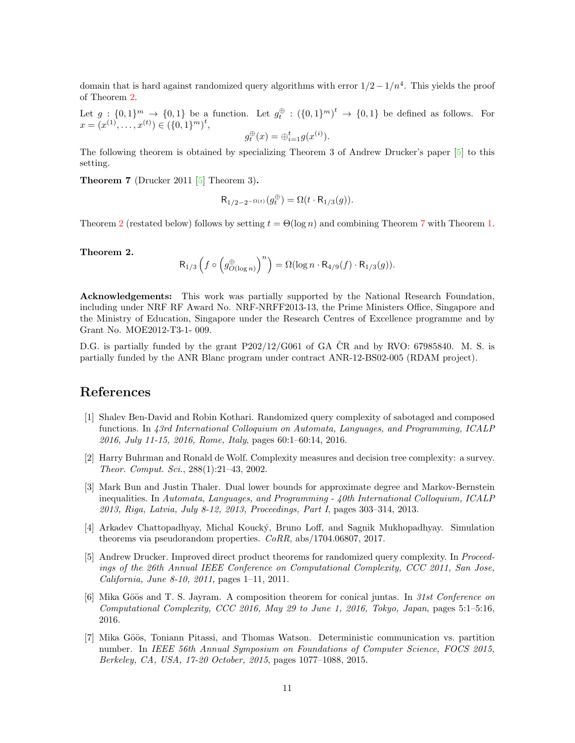domain that is hard against randomized query algorithms with error $1/2 - 1/n^4$. This yields the proof of Theorem 2.

Let $g : \{0,1\}^m \to \{0,1\}$ be a function. Let $g_t^{\oplus} : (\{0,1\}^m)^t \to \{0,1\}$ be defined as follows. For $x = (x^{(1)}, \ldots, x^{(t)}) \in (\{0,1\}^m)^t$,

$$g_t^{\oplus}(x) = \oplus_{i=1}^{t} g(x^{(i)}).$$

The following theorem is obtained by specializing Theorem 3 of Andrew Drucker's paper [5] to this setting.

**Theorem 7** (Drucker 2011 [5] Theorem 3)**.**

$$\mathsf{R}_{1/2 - 2^{-\Omega(t)}}(g_t^{\oplus}) = \Omega(t \cdot \mathsf{R}_{1/3}(g)).$$

Theorem 2 (restated below) follows by setting $t = \Theta(\log n)$ and combining Theorem 7 with Theorem 1.

**Theorem 2.**

$$\mathsf{R}_{1/3}\left(f \circ \left(g_{O(\log n)}^{\oplus}\right)^n\right) = \Omega(\log n \cdot \mathsf{R}_{4/9}(f) \cdot \mathsf{R}_{1/3}(g)).$$

**Acknowledgements:** This work was partially supported by the National Research Foundation, including under NRF RF Award No. NRF-NRFF2013-13, the Prime Ministers Office, Singapore and the Ministry of Education, Singapore under the Research Centres of Excellence programme and by Grant No. MOE2012-T3-1- 009.

D.G. is partially funded by the grant P202/12/G061 of GA ČR and by RVO: 67985840. M. S. is partially funded by the ANR Blanc program under contract ANR-12-BS02-005 (RDAM project).

# References

[1] Shalev Ben-David and Robin Kothari. Randomized query complexity of sabotaged and composed functions. In *43rd International Colloquium on Automata, Languages, and Programming, ICALP 2016, July 11-15, 2016, Rome, Italy*, pages 60:1–60:14, 2016.

[2] Harry Buhrman and Ronald de Wolf. Complexity measures and decision tree complexity: a survey. *Theor. Comput. Sci.*, 288(1):21–43, 2002.

[3] Mark Bun and Justin Thaler. Dual lower bounds for approximate degree and Markov-Bernstein inequalities. In *Automata, Languages, and Programming - 40th International Colloquium, ICALP 2013, Riga, Latvia, July 8-12, 2013, Proceedings, Part I*, pages 303–314, 2013.

[4] Arkadev Chattopadhyay, Michal Koucký, Bruno Loff, and Sagnik Mukhopadhyay. Simulation theorems via pseudorandom properties. *CoRR*, abs/1704.06807, 2017.

[5] Andrew Drucker. Improved direct product theorems for randomized query complexity. In *Proceedings of the 26th Annual IEEE Conference on Computational Complexity, CCC 2011, San Jose, California, June 8-10, 2011*, pages 1–11, 2011.

[6] Mika Göös and T. S. Jayram. A composition theorem for conical juntas. In *31st Conference on Computational Complexity, CCC 2016, May 29 to June 1, 2016, Tokyo, Japan*, pages 5:1–5:16, 2016.

[7] Mika Göös, Toniann Pitassi, and Thomas Watson. Deterministic communication vs. partition number. In *IEEE 56th Annual Symposium on Foundations of Computer Science, FOCS 2015, Berkeley, CA, USA, 17-20 October, 2015*, pages 1077–1088, 2015.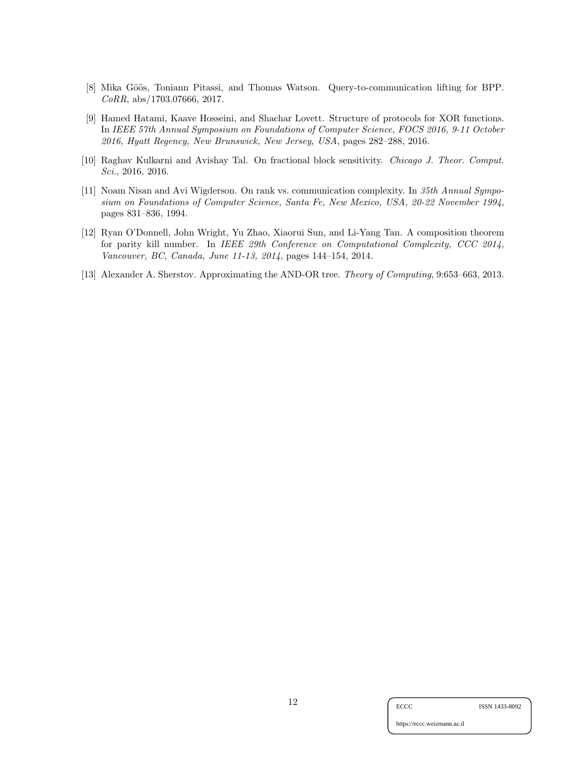[8] Mika Göös, Toniann Pitassi, and Thomas Watson. Query-to-communication lifting for BPP. *CoRR*, abs/1703.07666, 2017.

[9] Hamed Hatami, Kaave Hosseini, and Shachar Lovett. Structure of protocols for XOR functions. In *IEEE 57th Annual Symposium on Foundations of Computer Science, FOCS 2016, 9-11 October 2016, Hyatt Regency, New Brunswick, New Jersey, USA*, pages 282–288, 2016.

[10] Raghav Kulkarni and Avishay Tal. On fractional block sensitivity. *Chicago J. Theor. Comput. Sci.*, 2016, 2016.

[11] Noam Nisan and Avi Wigderson. On rank vs. communication complexity. In *35th Annual Symposium on Foundations of Computer Science, Santa Fe, New Mexico, USA, 20-22 November 1994*, pages 831–836, 1994.

[12] Ryan O'Donnell, John Wright, Yu Zhao, Xiaorui Sun, and Li-Yang Tan. A composition theorem for parity kill number. In *IEEE 29th Conference on Computational Complexity, CCC 2014, Vancouver, BC, Canada, June 11-13, 2014*, pages 144–154, 2014.

[13] Alexander A. Sherstov. Approximating the AND-OR tree. *Theory of Computing*, 9:653–663, 2013.

ECCC ISSN 1433-8092

https://eccc.weizmann.ac.il